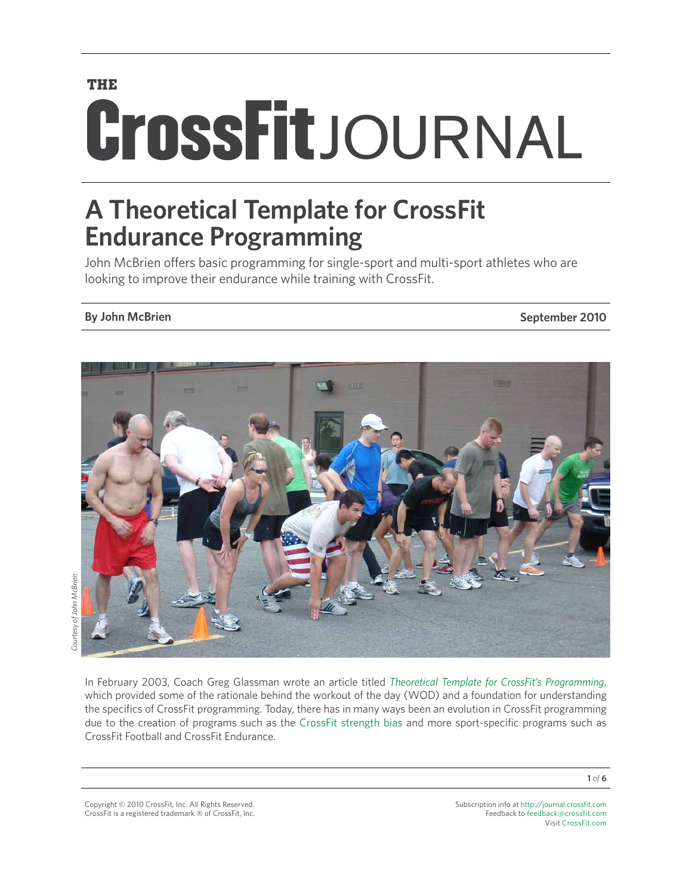THE CrossFit JOURNAL

# A Theoretical Template for CrossFit Endurance Programming

John McBrien offers basic programming for single-sport and multi-sport athletes who are looking to improve their endurance while training with CrossFit.

**By John McBrien** **September 2010**

*Courtesy of John McBrien*

In February 2003, Coach Greg Glassman wrote an article titled *Theoretical Template for CrossFit's Programming*, which provided some of the rationale behind the workout of the day (WOD) and a foundation for understanding the specifics of CrossFit programming. Today, there has in many ways been an evolution in CrossFit programming due to the creation of programs such as the CrossFit strength bias and more sport-specific programs such as CrossFit Football and CrossFit Endurance.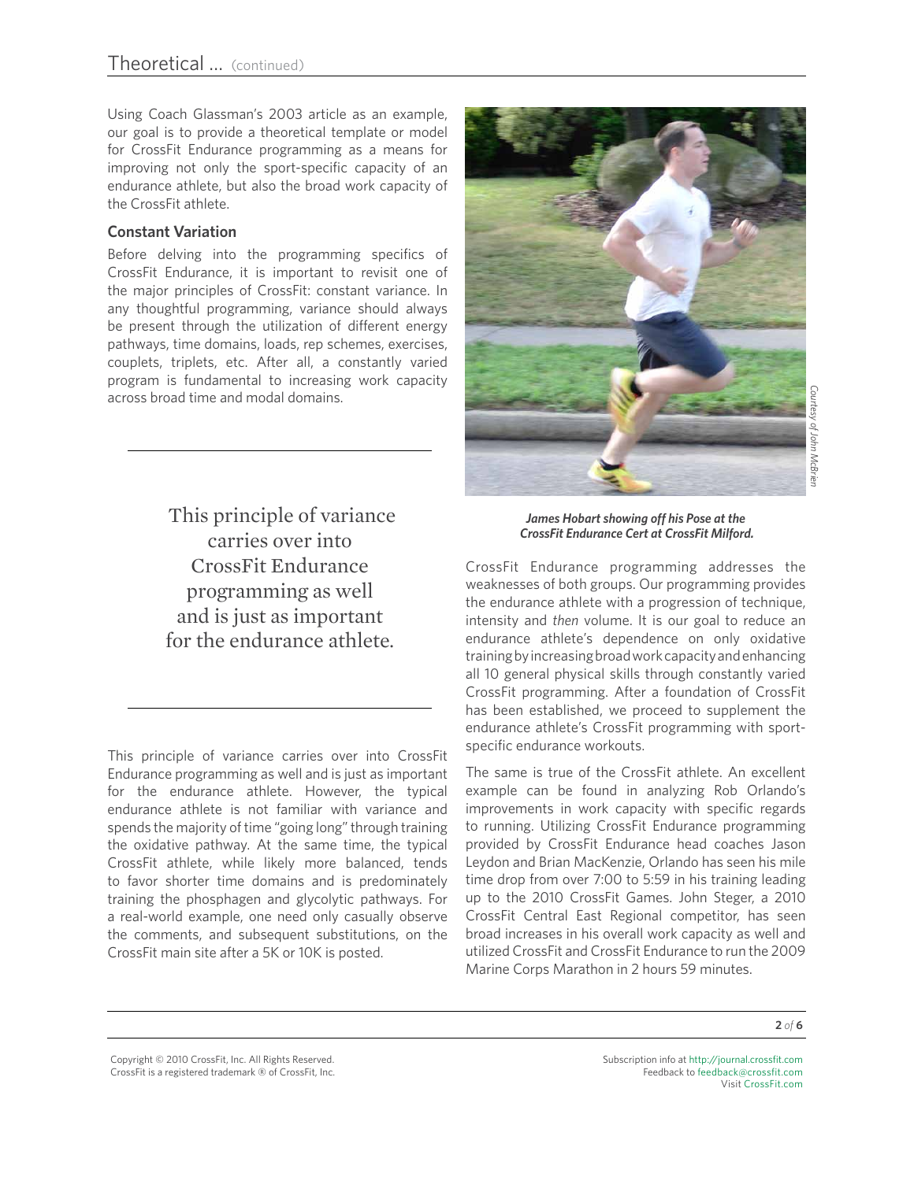Using Coach Glassman's 2003 article as an example, our goal is to provide a theoretical template or model for CrossFit Endurance programming as a means for improving not only the sport-specific capacity of an endurance athlete, but also the broad work capacity of the CrossFit athlete.

### Constant Variation

Before delving into the programming specifics of CrossFit Endurance, it is important to revisit one of the major principles of CrossFit: constant variance. In any thoughtful programming, variance should always be present through the utilization of different energy pathways, time domains, loads, rep schemes, exercises, couplets, triplets, etc. After all, a constantly varied program is fundamental to increasing work capacity across broad time and modal domains.

> This principle of variance carries over into CrossFit Endurance programming as well and is just as important for the endurance athlete.

This principle of variance carries over into CrossFit Endurance programming as well and is just as important for the endurance athlete. However, the typical endurance athlete is not familiar with variance and spends the majority of time "going long" through training the oxidative pathway. At the same time, the typical CrossFit athlete, while likely more balanced, tends to favor shorter time domains and is predominately training the phosphagen and glycolytic pathways. For a real-world example, one need only casually observe the comments, and subsequent substitutions, on the CrossFit main site after a 5K or 10K is posted.

*Courtesy of John McBrien*

***James Hobart showing off his Pose at the CrossFit Endurance Cert at CrossFit Milford.***

CrossFit Endurance programming addresses the weaknesses of both groups. Our programming provides the endurance athlete with a progression of technique, intensity and *then* volume. It is our goal to reduce an endurance athlete's dependence on only oxidative training by increasing broad work capacity and enhancing all 10 general physical skills through constantly varied CrossFit programming. After a foundation of CrossFit has been established, we proceed to supplement the endurance athlete's CrossFit programming with sport-specific endurance workouts.

The same is true of the CrossFit athlete. An excellent example can be found in analyzing Rob Orlando's improvements in work capacity with specific regards to running. Utilizing CrossFit Endurance programming provided by CrossFit Endurance head coaches Jason Leydon and Brian MacKenzie, Orlando has seen his mile time drop from over 7:00 to 5:59 in his training leading up to the 2010 CrossFit Games. John Steger, a 2010 CrossFit Central East Regional competitor, has seen broad increases in his overall work capacity as well and utilized CrossFit and CrossFit Endurance to run the 2009 Marine Corps Marathon in 2 hours 59 minutes.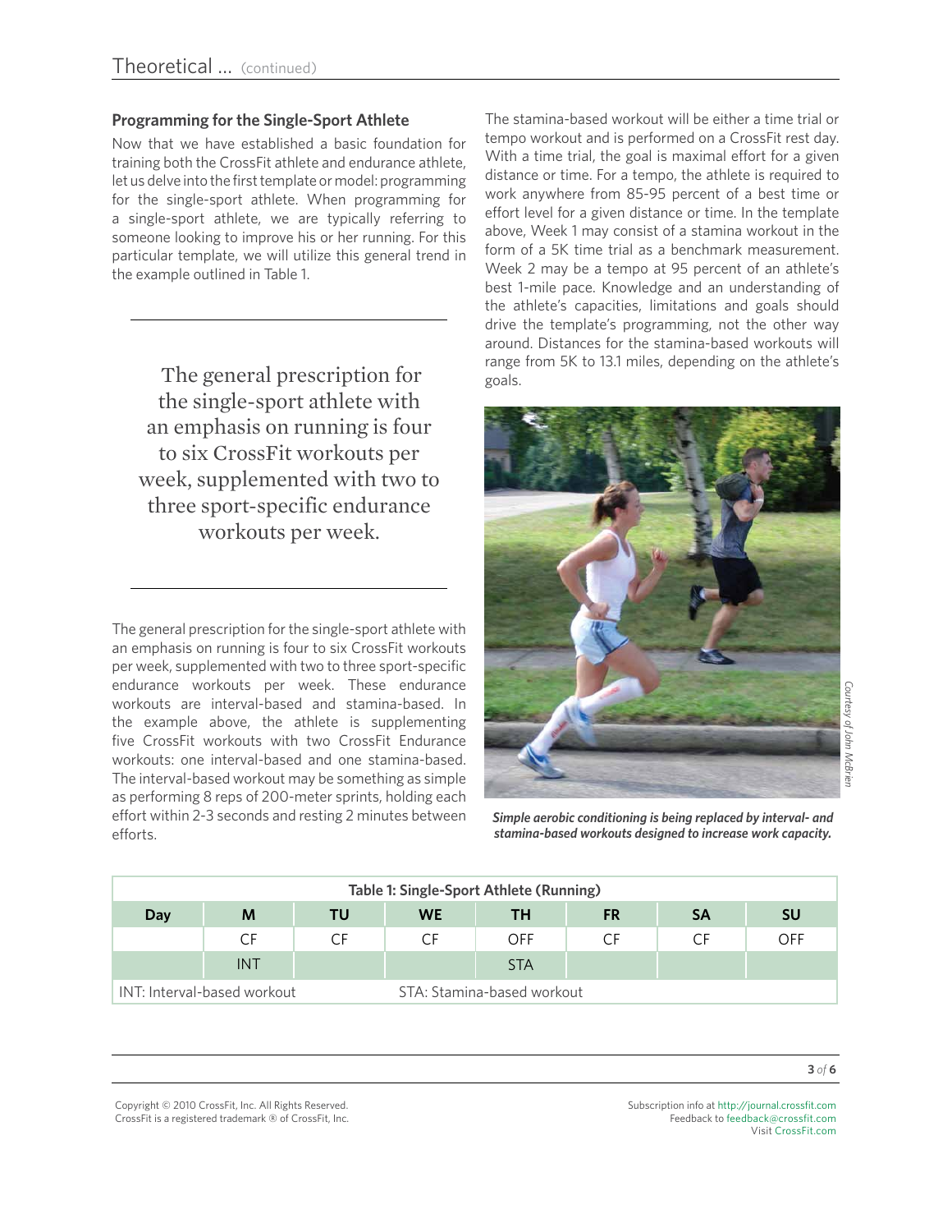### Programming for the Single-Sport Athlete

Now that we have established a basic foundation for training both the CrossFit athlete and endurance athlete, let us delve into the first template or model: programming for the single-sport athlete. When programming for a single-sport athlete, we are typically referring to someone looking to improve his or her running. For this particular template, we will utilize this general trend in the example outlined in Table 1.

> The general prescription for the single-sport athlete with an emphasis on running is four to six CrossFit workouts per week, supplemented with two to three sport-specific endurance workouts per week.

The general prescription for the single-sport athlete with an emphasis on running is four to six CrossFit workouts per week, supplemented with two to three sport-specific endurance workouts per week. These endurance workouts are interval-based and stamina-based. In the example above, the athlete is supplementing five CrossFit workouts with two CrossFit Endurance workouts: one interval-based and one stamina-based. The interval-based workout may be something as simple as performing 8 reps of 200-meter sprints, holding each effort within 2-3 seconds and resting 2 minutes between efforts.

The stamina-based workout will be either a time trial or tempo workout and is performed on a CrossFit rest day. With a time trial, the goal is maximal effort for a given distance or time. For a tempo, the athlete is required to work anywhere from 85-95 percent of a best time or effort level for a given distance or time. In the template above, Week 1 may consist of a stamina workout in the form of a 5K time trial as a benchmark measurement. Week 2 may be a tempo at 95 percent of an athlete's best 1-mile pace. Knowledge and an understanding of the athlete's capacities, limitations and goals should drive the template's programming, not the other way around. Distances for the stamina-based workouts will range from 5K to 13.1 miles, depending on the athlete's goals.

*Courtesy of John McBrien*

***Simple aerobic conditioning is being replaced by interval- and stamina-based workouts designed to increase work capacity.***

**Table 1: Single-Sport Athlete (Running)**

| Day | M | TU | WE | TH | FR | SA | SU |
|---|---|---|---|---|---|---|---|
| | CF | CF | CF | OFF | CF | CF | OFF |
| | INT | | | STA | | | |

INT: Interval-based workout    STA: Stamina-based workout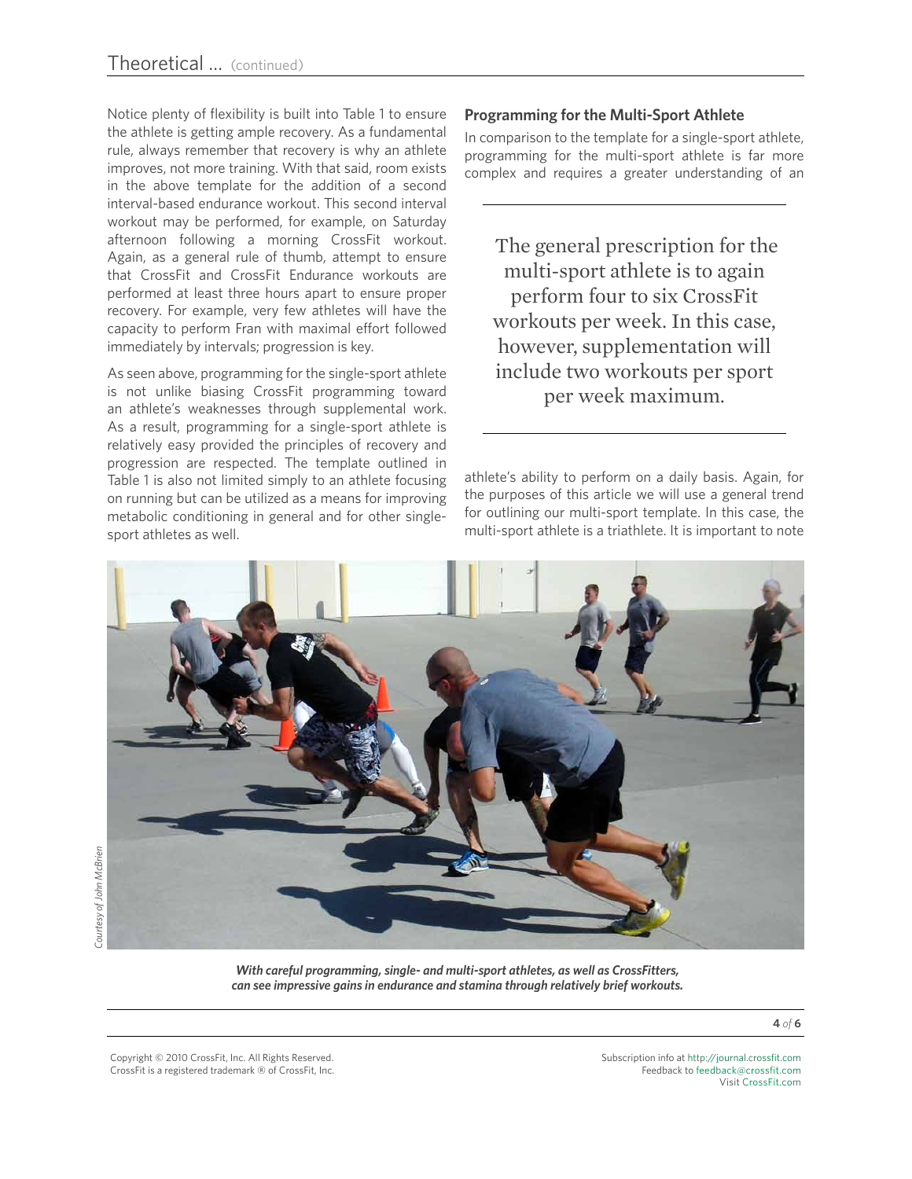Notice plenty of flexibility is built into Table 1 to ensure the athlete is getting ample recovery. As a fundamental rule, always remember that recovery is why an athlete improves, not more training. With that said, room exists in the above template for the addition of a second interval-based endurance workout. This second interval workout may be performed, for example, on Saturday afternoon following a morning CrossFit workout. Again, as a general rule of thumb, attempt to ensure that CrossFit and CrossFit Endurance workouts are performed at least three hours apart to ensure proper recovery. For example, very few athletes will have the capacity to perform Fran with maximal effort followed immediately by intervals; progression is key.

As seen above, programming for the single-sport athlete is not unlike biasing CrossFit programming toward an athlete's weaknesses through supplemental work. As a result, programming for a single-sport athlete is relatively easy provided the principles of recovery and progression are respected. The template outlined in Table 1 is also not limited simply to an athlete focusing on running but can be utilized as a means for improving metabolic conditioning in general and for other single-sport athletes as well.

### Programming for the Multi-Sport Athlete

In comparison to the template for a single-sport athlete, programming for the multi-sport athlete is far more complex and requires a greater understanding of an athlete's ability to perform on a daily basis. Again, for the purposes of this article we will use a general trend for outlining our multi-sport template. In this case, the multi-sport athlete is a triathlete. It is important to note

> The general prescription for the multi-sport athlete is to again perform four to six CrossFit workouts per week. In this case, however, supplementation will include two workouts per sport per week maximum.

*Courtesy of John McBrien*

***With careful programming, single- and multi-sport athletes, as well as CrossFitters, can see impressive gains in endurance and stamina through relatively brief workouts.***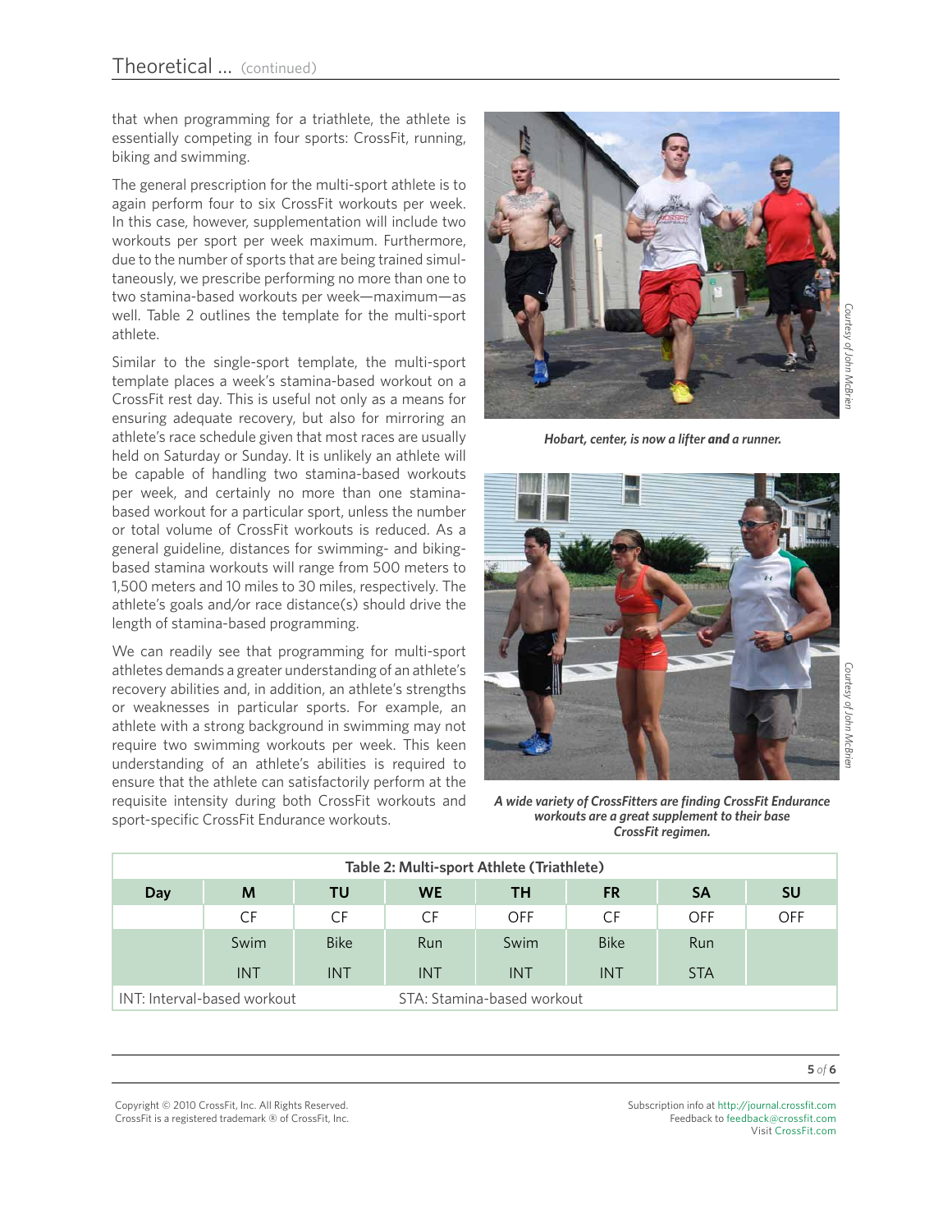that when programming for a triathlete, the athlete is essentially competing in four sports: CrossFit, running, biking and swimming.

The general prescription for the multi-sport athlete is to again perform four to six CrossFit workouts per week. In this case, however, supplementation will include two workouts per sport per week maximum. Furthermore, due to the number of sports that are being trained simultaneously, we prescribe performing no more than one to two stamina-based workouts per week—maximum—as well. Table 2 outlines the template for the multi-sport athlete.

Similar to the single-sport template, the multi-sport template places a week's stamina-based workout on a CrossFit rest day. This is useful not only as a means for ensuring adequate recovery, but also for mirroring an athlete's race schedule given that most races are usually held on Saturday or Sunday. It is unlikely an athlete will be capable of handling two stamina-based workouts per week, and certainly no more than one stamina-based workout for a particular sport, unless the number or total volume of CrossFit workouts is reduced. As a general guideline, distances for swimming- and biking-based stamina workouts will range from 500 meters to 1,500 meters and 10 miles to 30 miles, respectively. The athlete's goals and/or race distance(s) should drive the length of stamina-based programming.

We can readily see that programming for multi-sport athletes demands a greater understanding of an athlete's recovery abilities and, in addition, an athlete's strengths or weaknesses in particular sports. For example, an athlete with a strong background in swimming may not require two swimming workouts per week. This keen understanding of an athlete's abilities is required to ensure that the athlete can satisfactorily perform at the requisite intensity during both CrossFit workouts and sport-specific CrossFit Endurance workouts.

*Courtesy of John McBrien*

***Hobart, center, is now a lifter and a runner.***

*Courtesy of John McBrien*

***A wide variety of CrossFitters are finding CrossFit Endurance workouts are a great supplement to their base CrossFit regimen.***

**Table 2: Multi-sport Athlete (Triathlete)**

| Day | M | TU | WE | TH | FR | SA | SU |
|---|---|---|---|---|---|---|---|
| | CF | CF | CF | OFF | CF | OFF | OFF |
| | Swim | Bike | Run | Swim | Bike | Run | |
| | INT | INT | INT | INT | INT | STA | |

INT: Interval-based workout    STA: Stamina-based workout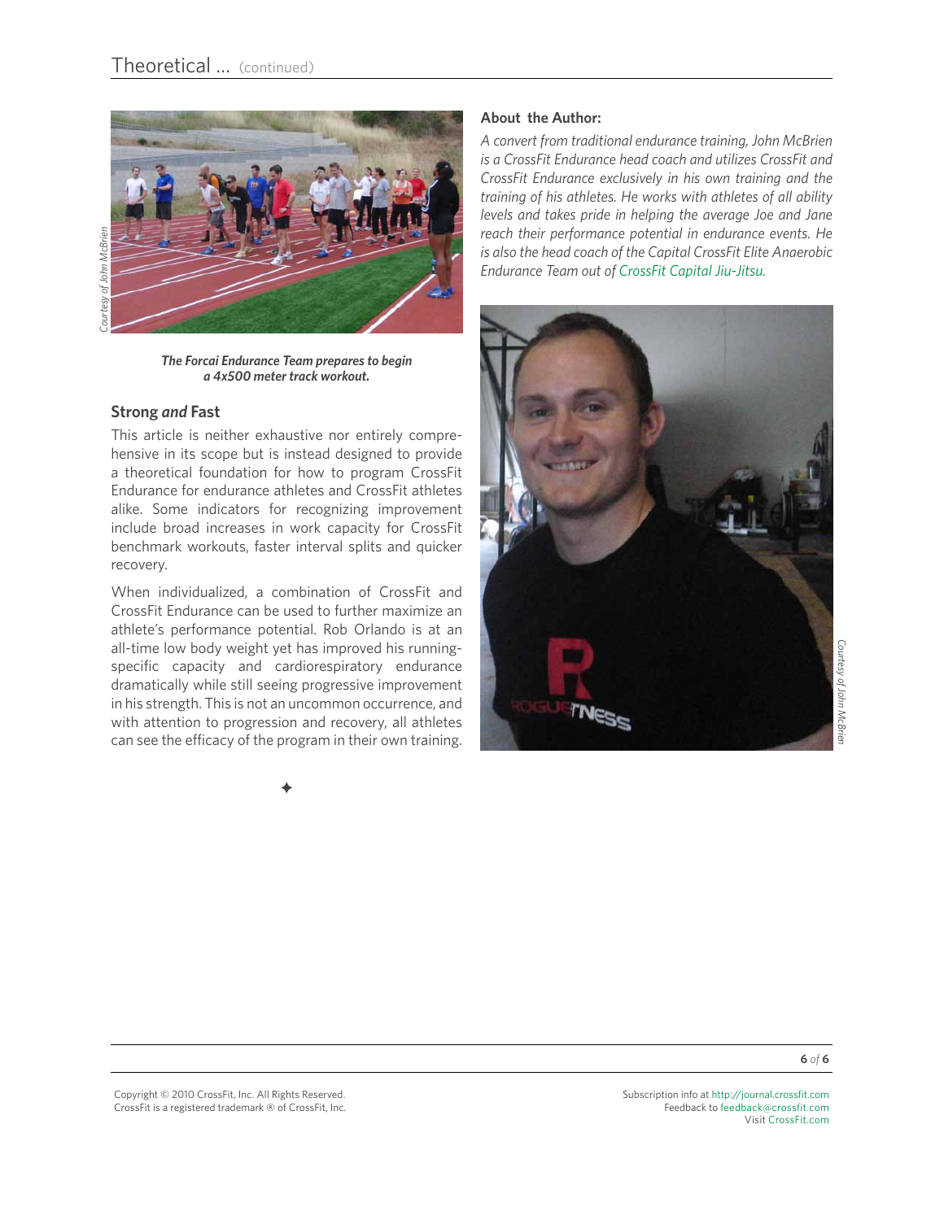The Forcai Endurance Team prepares to begin a 4x500 meter track workout.

## Strong *and* Fast

This article is neither exhaustive nor entirely comprehensive in its scope but is instead designed to provide a theoretical foundation for how to program CrossFit Endurance for endurance athletes and CrossFit athletes alike. Some indicators for recognizing improvement include broad increases in work capacity for CrossFit benchmark workouts, faster interval splits and quicker recovery.

When individualized, a combination of CrossFit and CrossFit Endurance can be used to further maximize an athlete's performance potential. Rob Orlando is at an all-time low body weight yet has improved his running-specific capacity and cardiorespiratory endurance dramatically while still seeing progressive improvement in his strength. This is not an uncommon occurrence, and with attention to progression and recovery, all athletes can see the efficacy of the program in their own training.

✦

**About the Author:**

*A convert from traditional endurance training, John McBrien is a CrossFit Endurance head coach and utilizes CrossFit and CrossFit Endurance exclusively in his own training and the training of his athletes. He works with athletes of all ability levels and takes pride in helping the average Joe and Jane reach their performance potential in endurance events. He is also the head coach of the Capital CrossFit Elite Anaerobic Endurance Team out of CrossFit Capital Jiu-Jitsu.*